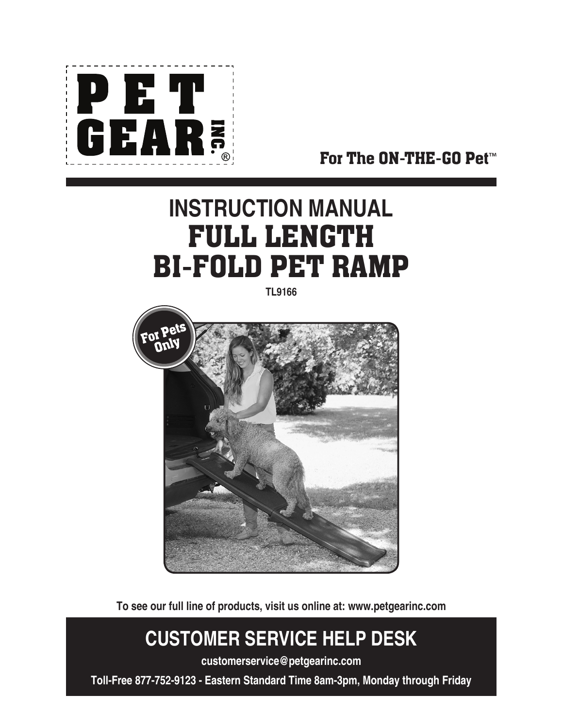PET GEAR INC.®

For The ON-THE-GO Pet™

# INSTRUCTION MANUAL
# FULL LENGTH BI-FOLD PET RAMP

**TL9166**

For Pets Only

**To see our full line of products, visit us online at: www.petgearinc.com**

## CUSTOMER SERVICE HELP DESK

**customerservice@petgearinc.com**

**Toll-Free 877-752-9123 - Eastern Standard Time 8am-3pm, Monday through Friday**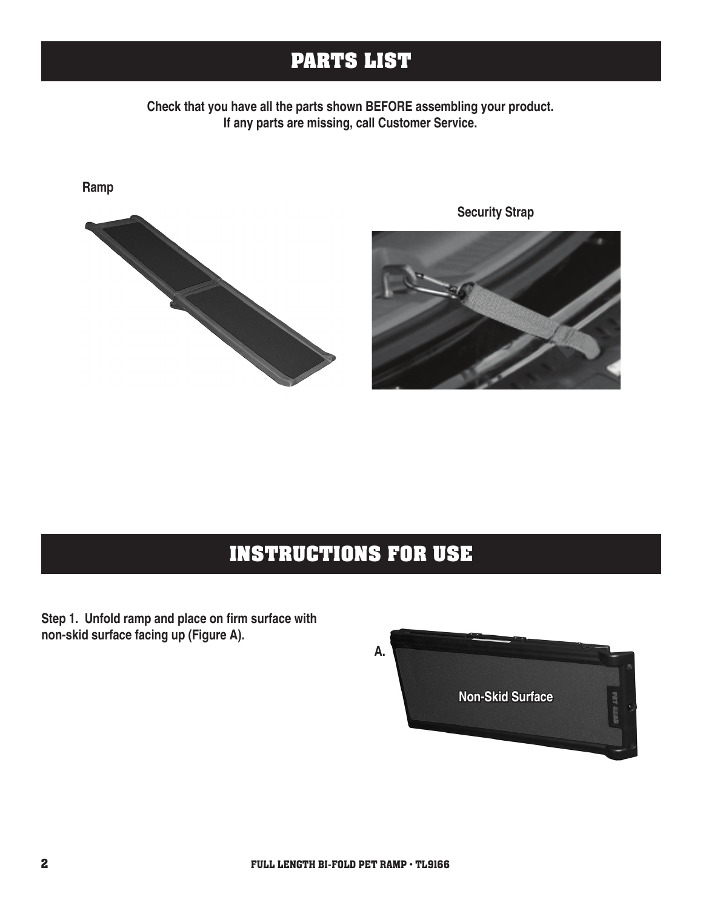# PARTS LIST

**Check that you have all the parts shown BEFORE assembling your product.**
**If any parts are missing, call Customer Service.**

**Ramp**

**Security Strap**

# INSTRUCTIONS FOR USE

**Step 1. Unfold ramp and place on firm surface with non-skid surface facing up (Figure A).**

**A.**

**Non-Skid Surface**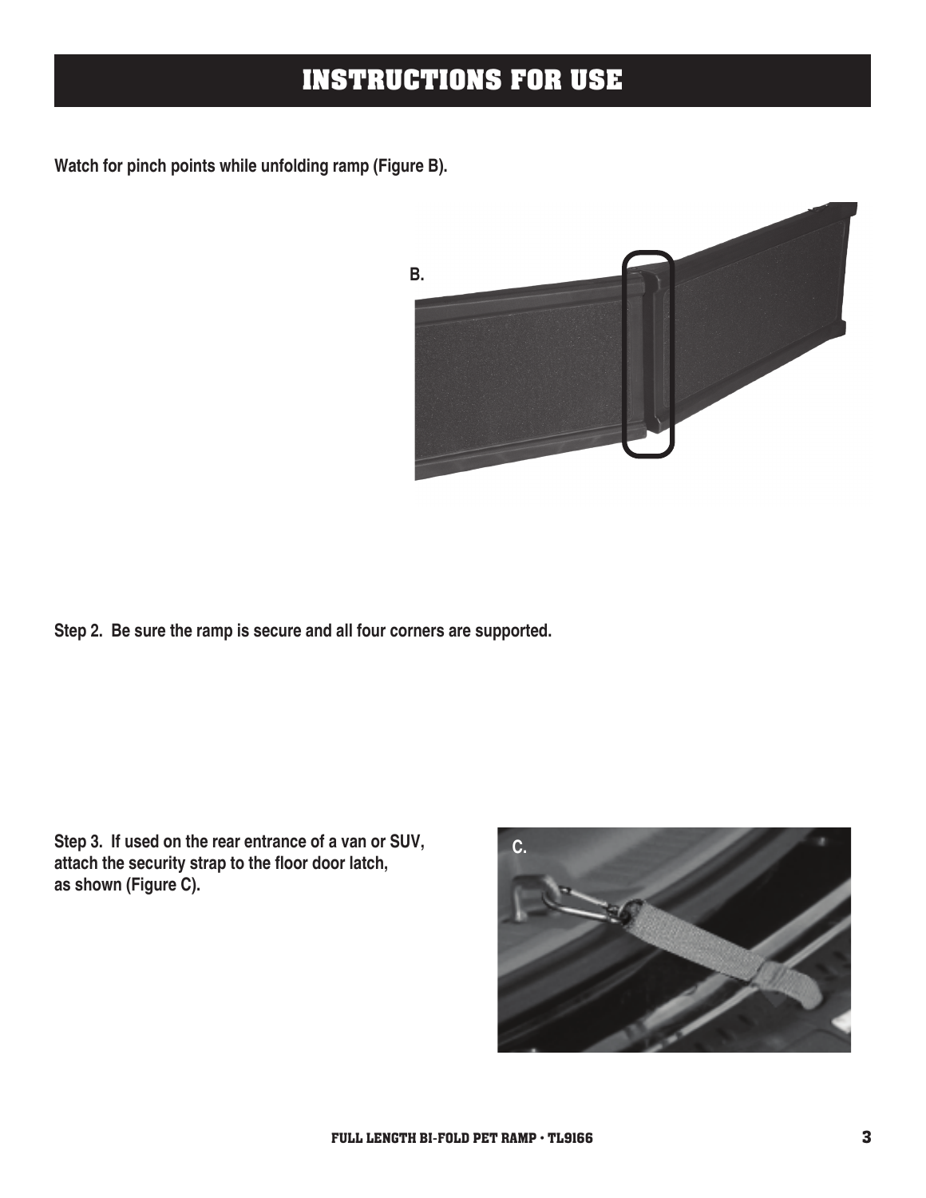# INSTRUCTIONS FOR USE

**Watch for pinch points while unfolding ramp (Figure B).**

B.

**Step 2. Be sure the ramp is secure and all four corners are supported.**

**Step 3. If used on the rear entrance of a van or SUV, attach the security strap to the floor door latch, as shown (Figure C).**

C.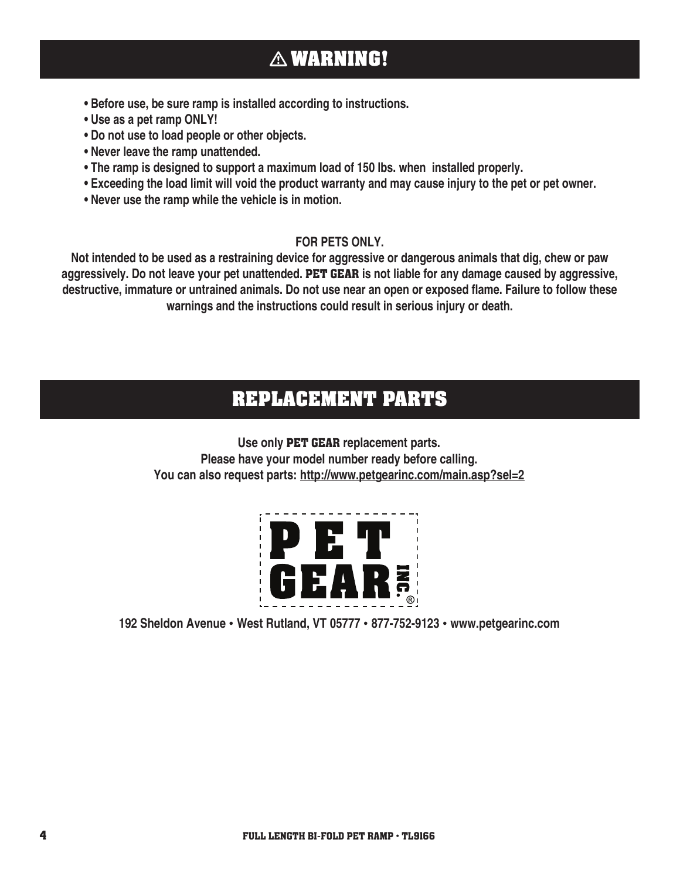## ⚠ WARNING!

- Before use, be sure ramp is installed according to instructions.
- Use as a pet ramp ONLY!
- Do not use to load people or other objects.
- Never leave the ramp unattended.
- The ramp is designed to support a maximum load of 150 lbs. when installed properly.
- Exceeding the load limit will void the product warranty and may cause injury to the pet or pet owner.
- Never use the ramp while the vehicle is in motion.

**FOR PETS ONLY.**

**Not intended to be used as a restraining device for aggressive or dangerous animals that dig, chew or paw aggressively. Do not leave your pet unattended. PET GEAR is not liable for any damage caused by aggressive, destructive, immature or untrained animals. Do not use near an open or exposed flame. Failure to follow these warnings and the instructions could result in serious injury or death.**

## REPLACEMENT PARTS

**Use only PET GEAR replacement parts.**
**Please have your model number ready before calling.**
**You can also request parts: http://www.petgearinc.com/main.asp?sel=2**

PET GEAR INC.®

**192 Sheldon Avenue • West Rutland, VT 05777 • 877-752-9123 • www.petgearinc.com**